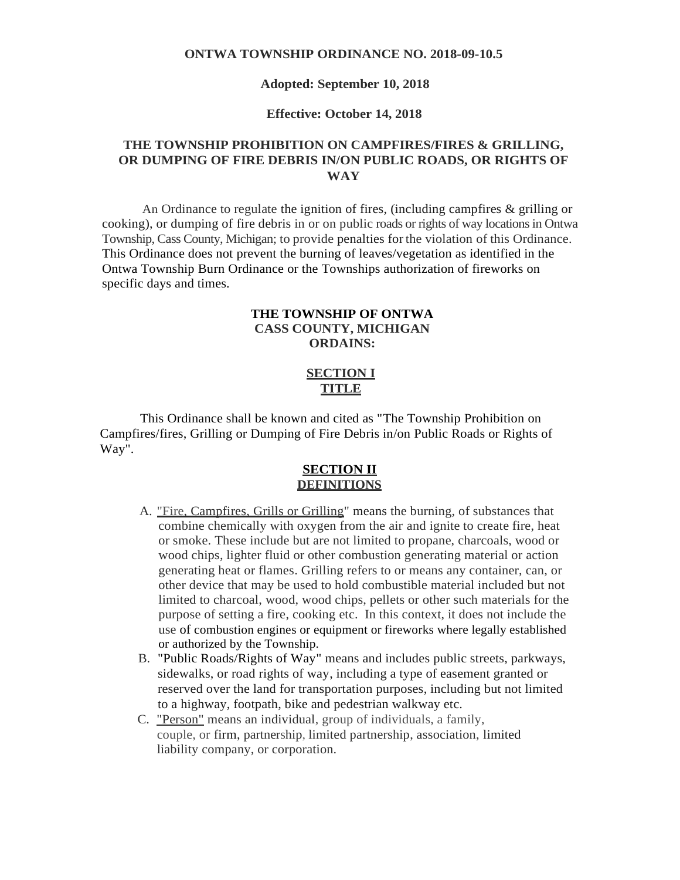**ONTWA TOWNSHIP ORDINANCE NO. 2018-09-10.5**

**Adopted: September 10, 2018**

**Effective: October 14, 2018**

# THE TOWNSHIP PROHIBITION ON CAMPFIRES/FIRES & GRILLING, OR DUMPING OF FIRE DEBRIS IN/ON PUBLIC ROADS, OR RIGHTS OF WAY

An Ordinance to regulate the ignition of fires, (including campfires & grilling or cooking), or dumping of fire debris in or on public roads or rights of way locations in Ontwa Township, Cass County, Michigan; to provide penalties for the violation of this Ordinance. This Ordinance does not prevent the burning of leaves/vegetation as identified in the Ontwa Township Burn Ordinance or the Townships authorization of fireworks on specific days and times.

**THE TOWNSHIP OF ONTWA**
**CASS COUNTY, MICHIGAN**
**ORDAINS:**

## SECTION I
## TITLE

This Ordinance shall be known and cited as "The Township Prohibition on Campfires/fires, Grilling or Dumping of Fire Debris in/on Public Roads or Rights of Way".

## SECTION II
## DEFINITIONS

A. "Fire, Campfires, Grills or Grilling" means the burning, of substances that combine chemically with oxygen from the air and ignite to create fire, heat or smoke. These include but are not limited to propane, charcoals, wood or wood chips, lighter fluid or other combustion generating material or action generating heat or flames. Grilling refers to or means any container, can, or other device that may be used to hold combustible material included but not limited to charcoal, wood, wood chips, pellets or other such materials for the purpose of setting a fire, cooking etc. In this context, it does not include the use of combustion engines or equipment or fireworks where legally established or authorized by the Township.

B. "Public Roads/Rights of Way" means and includes public streets, parkways, sidewalks, or road rights of way, including a type of easement granted or reserved over the land for transportation purposes, including but not limited to a highway, footpath, bike and pedestrian walkway etc.

C. "Person" means an individual, group of individuals, a family, couple, or firm, partnership, limited partnership, association, limited liability company, or corporation.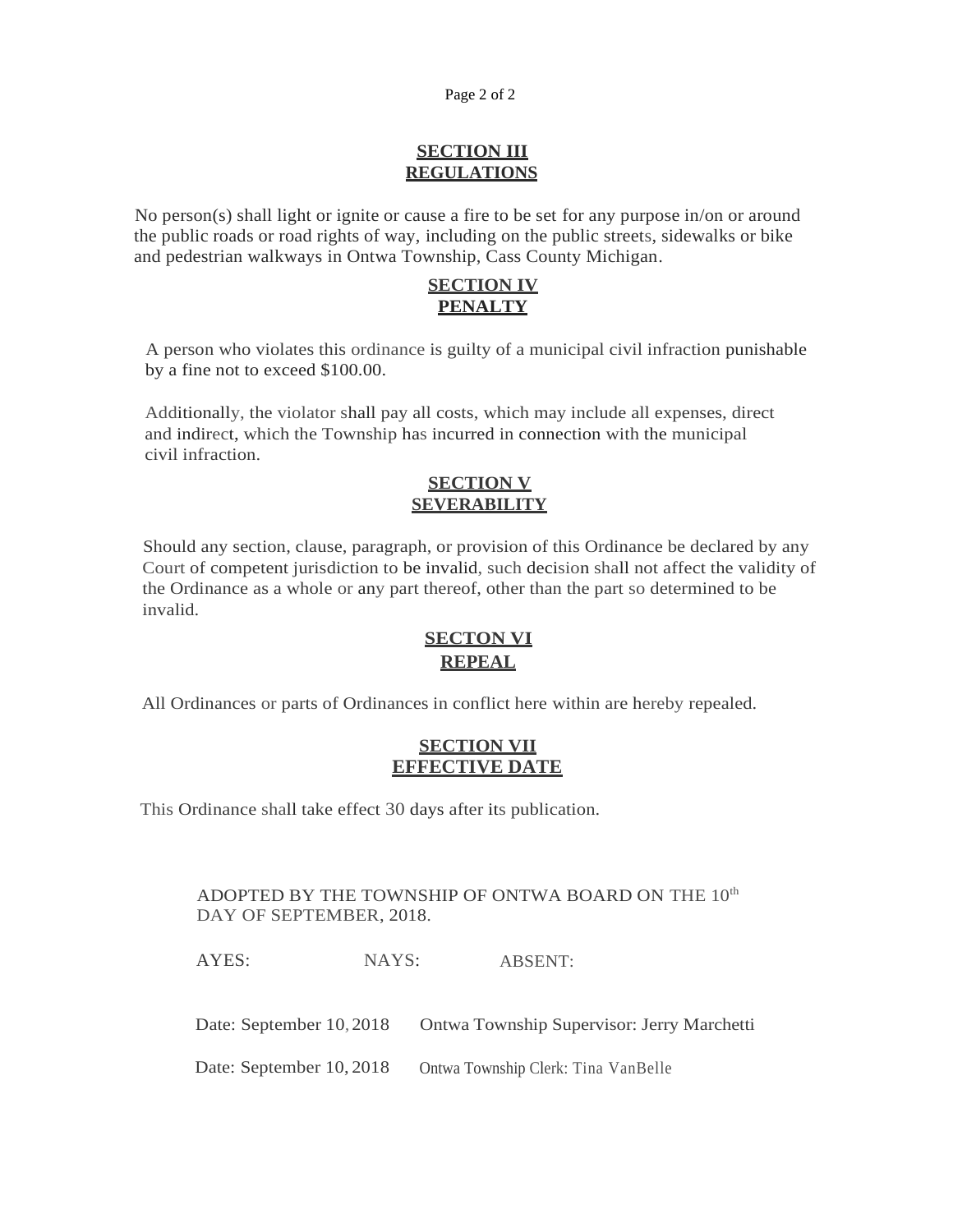## SECTION III
## REGULATIONS

No person(s) shall light or ignite or cause a fire to be set for any purpose in/on or around the public roads or road rights of way, including on the public streets, sidewalks or bike and pedestrian walkways in Ontwa Township, Cass County Michigan.

## SECTION IV
## PENALTY

A person who violates this ordinance is guilty of a municipal civil infraction punishable by a fine not to exceed $100.00.

Additionally, the violator shall pay all costs, which may include all expenses, direct and indirect, which the Township has incurred in connection with the municipal civil infraction.

## SECTION V
## SEVERABILITY

Should any section, clause, paragraph, or provision of this Ordinance be declared by any Court of competent jurisdiction to be invalid, such decision shall not affect the validity of the Ordinance as a whole or any part thereof, other than the part so determined to be invalid.

## SECTON VI
## REPEAL

All Ordinances or parts of Ordinances in conflict here within are hereby repealed.

## SECTION VII
## EFFECTIVE DATE

This Ordinance shall take effect 30 days after its publication.

ADOPTED BY THE TOWNSHIP OF ONTWA BOARD ON THE 10th DAY OF SEPTEMBER, 2018.

AYES: NAYS: ABSENT:

Date: September 10, 2018 Ontwa Township Supervisor: Jerry Marchetti

Date: September 10, 2018 Ontwa Township Clerk: Tina VanBelle